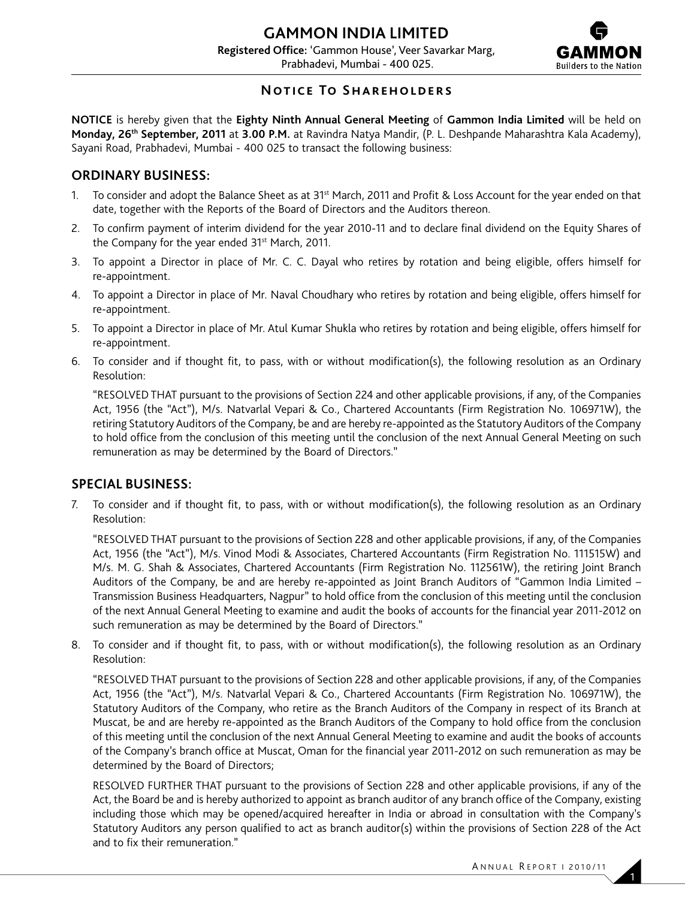# GAMMON INDIA LIMITED

**Registered Office:** 'Gammon House', Veer Savarkar Marg, Prabhadevi, Mumbai - 400 025.

## Notice To Shareholders

**NOTICE** is hereby given that the **Eighty Ninth Annual General Meeting** of **Gammon India Limited** will be held on **Monday, 26th September, 2011** at **3.00 P.M.** at Ravindra Natya Mandir, (P. L. Deshpande Maharashtra Kala Academy), Sayani Road, Prabhadevi, Mumbai - 400 025 to transact the following business:

## ORDINARY BUSINESS:

1. To consider and adopt the Balance Sheet as at 31st March, 2011 and Profit & Loss Account for the year ended on that date, together with the Reports of the Board of Directors and the Auditors thereon.
2. To confirm payment of interim dividend for the year 2010-11 and to declare final dividend on the Equity Shares of the Company for the year ended 31st March, 2011.
3. To appoint a Director in place of Mr. C. C. Dayal who retires by rotation and being eligible, offers himself for re-appointment.
4. To appoint a Director in place of Mr. Naval Choudhary who retires by rotation and being eligible, offers himself for re-appointment.
5. To appoint a Director in place of Mr. Atul Kumar Shukla who retires by rotation and being eligible, offers himself for re-appointment.
6. To consider and if thought fit, to pass, with or without modification(s), the following resolution as an Ordinary Resolution:

   "RESOLVED THAT pursuant to the provisions of Section 224 and other applicable provisions, if any, of the Companies Act, 1956 (the "Act"), M/s. Natvarlal Vepari & Co., Chartered Accountants (Firm Registration No. 106971W), the retiring Statutory Auditors of the Company, be and are hereby re-appointed as the Statutory Auditors of the Company to hold office from the conclusion of this meeting until the conclusion of the next Annual General Meeting on such remuneration as may be determined by the Board of Directors."

## SPECIAL BUSINESS:

7. To consider and if thought fit, to pass, with or without modification(s), the following resolution as an Ordinary Resolution:

   "RESOLVED THAT pursuant to the provisions of Section 228 and other applicable provisions, if any, of the Companies Act, 1956 (the "Act"), M/s. Vinod Modi & Associates, Chartered Accountants (Firm Registration No. 111515W) and M/s. M. G. Shah & Associates, Chartered Accountants (Firm Registration No. 112561W), the retiring Joint Branch Auditors of the Company, be and are hereby re-appointed as Joint Branch Auditors of "Gammon India Limited – Transmission Business Headquarters, Nagpur" to hold office from the conclusion of this meeting until the conclusion of the next Annual General Meeting to examine and audit the books of accounts for the financial year 2011-2012 on such remuneration as may be determined by the Board of Directors."

8. To consider and if thought fit, to pass, with or without modification(s), the following resolution as an Ordinary Resolution:

   "RESOLVED THAT pursuant to the provisions of Section 228 and other applicable provisions, if any, of the Companies Act, 1956 (the "Act"), M/s. Natvarlal Vepari & Co., Chartered Accountants (Firm Registration No. 106971W), the Statutory Auditors of the Company, who retire as the Branch Auditors of the Company in respect of its Branch at Muscat, be and are hereby re-appointed as the Branch Auditors of the Company to hold office from the conclusion of this meeting until the conclusion of the next Annual General Meeting to examine and audit the books of accounts of the Company's branch office at Muscat, Oman for the financial year 2011-2012 on such remuneration as may be determined by the Board of Directors;

   RESOLVED FURTHER THAT pursuant to the provisions of Section 228 and other applicable provisions, if any of the Act, the Board be and is hereby authorized to appoint as branch auditor of any branch office of the Company, existing including those which may be opened/acquired hereafter in India or abroad in consultation with the Company's Statutory Auditors any person qualified to act as branch auditor(s) within the provisions of Section 228 of the Act and to fix their remuneration."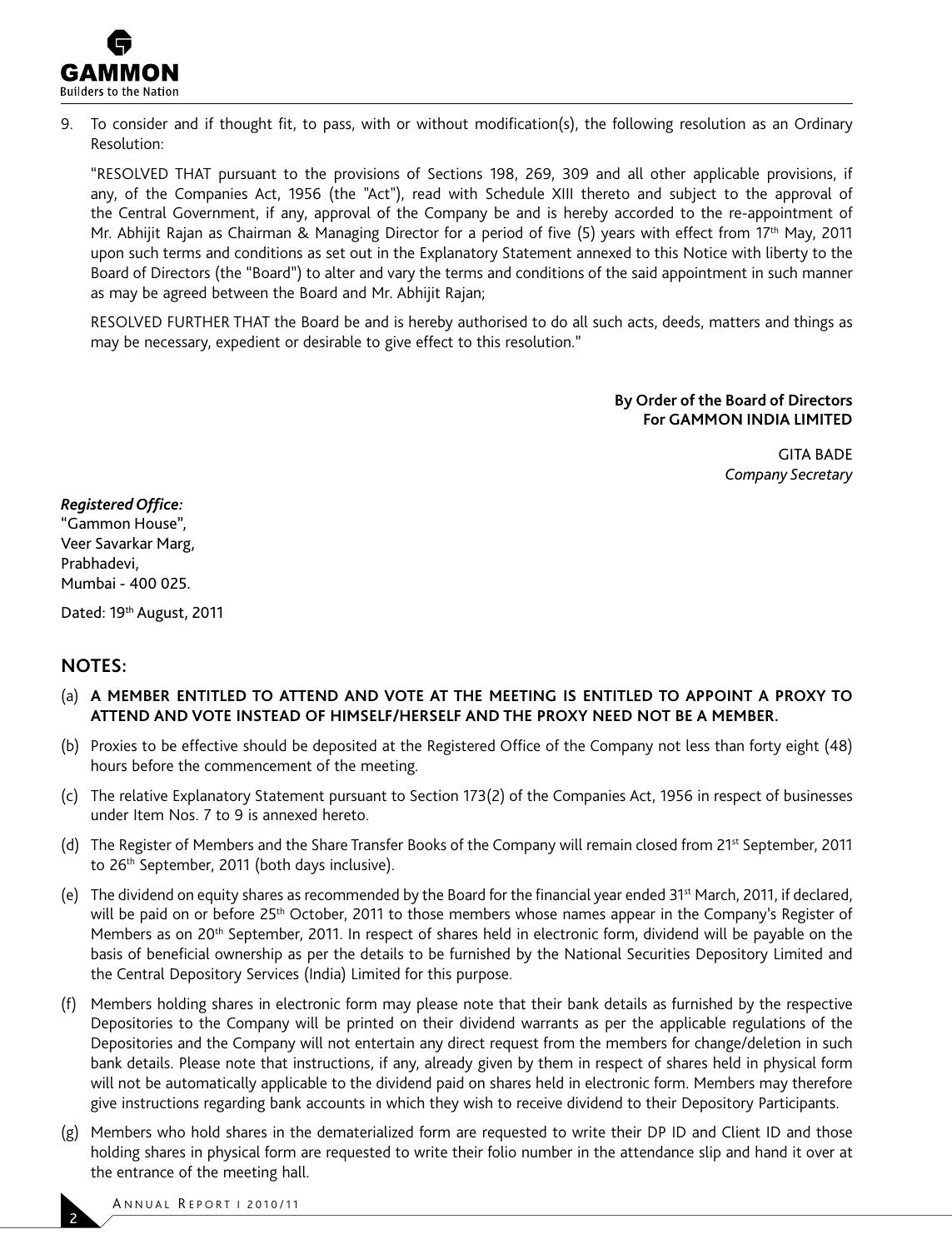9. To consider and if thought fit, to pass, with or without modification(s), the following resolution as an Ordinary Resolution:

   "RESOLVED THAT pursuant to the provisions of Sections 198, 269, 309 and all other applicable provisions, if any, of the Companies Act, 1956 (the "Act"), read with Schedule XIII thereto and subject to the approval of the Central Government, if any, approval of the Company be and is hereby accorded to the re-appointment of Mr. Abhijit Rajan as Chairman & Managing Director for a period of five (5) years with effect from 17th May, 2011 upon such terms and conditions as set out in the Explanatory Statement annexed to this Notice with liberty to the Board of Directors (the "Board") to alter and vary the terms and conditions of the said appointment in such manner as may be agreed between the Board and Mr. Abhijit Rajan;

   RESOLVED FURTHER THAT the Board be and is hereby authorised to do all such acts, deeds, matters and things as may be necessary, expedient or desirable to give effect to this resolution."

**By Order of the Board of Directors**
**For GAMMON INDIA LIMITED**

GITA BADE
*Company Secretary*

***Registered Office:***
"Gammon House",
Veer Savarkar Marg,
Prabhadevi,
Mumbai - 400 025.

Dated: 19th August, 2011

## NOTES:

(a) **A MEMBER ENTITLED TO ATTEND AND VOTE AT THE MEETING IS ENTITLED TO APPOINT A PROXY TO ATTEND AND VOTE INSTEAD OF HIMSELF/HERSELF AND THE PROXY NEED NOT BE A MEMBER.**

(b) Proxies to be effective should be deposited at the Registered Office of the Company not less than forty eight (48) hours before the commencement of the meeting.

(c) The relative Explanatory Statement pursuant to Section 173(2) of the Companies Act, 1956 in respect of businesses under Item Nos. 7 to 9 is annexed hereto.

(d) The Register of Members and the Share Transfer Books of the Company will remain closed from 21st September, 2011 to 26th September, 2011 (both days inclusive).

(e) The dividend on equity shares as recommended by the Board for the financial year ended 31st March, 2011, if declared, will be paid on or before 25th October, 2011 to those members whose names appear in the Company's Register of Members as on 20th September, 2011. In respect of shares held in electronic form, dividend will be payable on the basis of beneficial ownership as per the details to be furnished by the National Securities Depository Limited and the Central Depository Services (India) Limited for this purpose.

(f) Members holding shares in electronic form may please note that their bank details as furnished by the respective Depositories to the Company will be printed on their dividend warrants as per the applicable regulations of the Depositories and the Company will not entertain any direct request from the members for change/deletion in such bank details. Please note that instructions, if any, already given by them in respect of shares held in physical form will not be automatically applicable to the dividend paid on shares held in electronic form. Members may therefore give instructions regarding bank accounts in which they wish to receive dividend to their Depository Participants.

(g) Members who hold shares in the dematerialized form are requested to write their DP ID and Client ID and those holding shares in physical form are requested to write their folio number in the attendance slip and hand it over at the entrance of the meeting hall.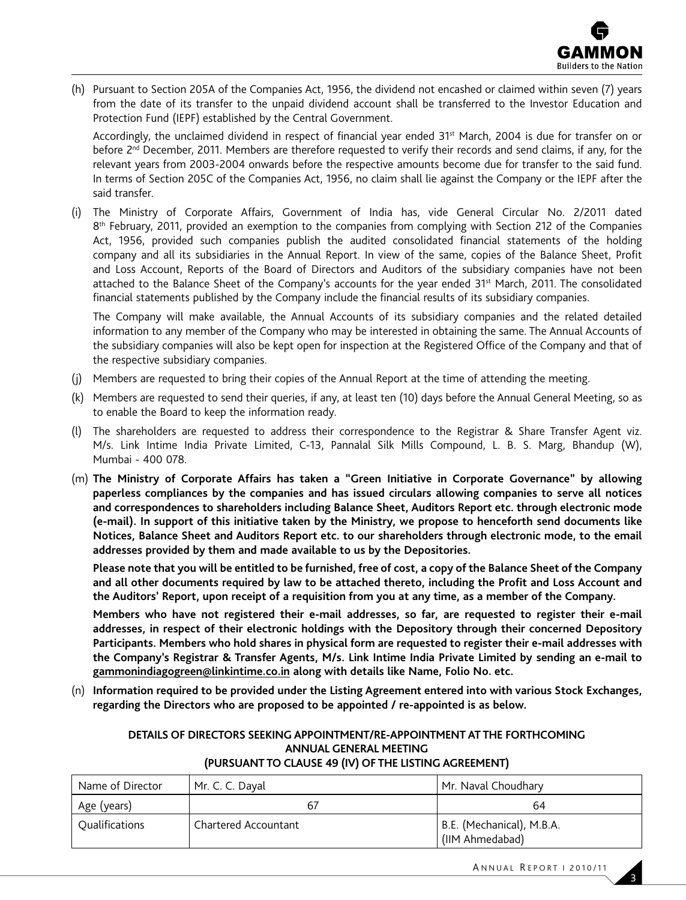(h) Pursuant to Section 205A of the Companies Act, 1956, the dividend not encashed or claimed within seven (7) years from the date of its transfer to the unpaid dividend account shall be transferred to the Investor Education and Protection Fund (IEPF) established by the Central Government.

Accordingly, the unclaimed dividend in respect of financial year ended 31st March, 2004 is due for transfer on or before 2nd December, 2011. Members are therefore requested to verify their records and send claims, if any, for the relevant years from 2003-2004 onwards before the respective amounts become due for transfer to the said fund. In terms of Section 205C of the Companies Act, 1956, no claim shall lie against the Company or the IEPF after the said transfer.

(i) The Ministry of Corporate Affairs, Government of India has, vide General Circular No. 2/2011 dated 8th February, 2011, provided an exemption to the companies from complying with Section 212 of the Companies Act, 1956, provided such companies publish the audited consolidated financial statements of the holding company and all its subsidiaries in the Annual Report. In view of the same, copies of the Balance Sheet, Profit and Loss Account, Reports of the Board of Directors and Auditors of the subsidiary companies have not been attached to the Balance Sheet of the Company's accounts for the year ended 31st March, 2011. The consolidated financial statements published by the Company include the financial results of its subsidiary companies.

The Company will make available, the Annual Accounts of its subsidiary companies and the related detailed information to any member of the Company who may be interested in obtaining the same. The Annual Accounts of the subsidiary companies will also be kept open for inspection at the Registered Office of the Company and that of the respective subsidiary companies.

(j) Members are requested to bring their copies of the Annual Report at the time of attending the meeting.

(k) Members are requested to send their queries, if any, at least ten (10) days before the Annual General Meeting, so as to enable the Board to keep the information ready.

(l) The shareholders are requested to address their correspondence to the Registrar & Share Transfer Agent viz. M/s. Link Intime India Private Limited, C-13, Pannalal Silk Mills Compound, L. B. S. Marg, Bhandup (W), Mumbai - 400 078.

(m) **The Ministry of Corporate Affairs has taken a "Green Initiative in Corporate Governance" by allowing paperless compliances by the companies and has issued circulars allowing companies to serve all notices and correspondences to shareholders including Balance Sheet, Auditors Report etc. through electronic mode (e-mail). In support of this initiative taken by the Ministry, we propose to henceforth send documents like Notices, Balance Sheet and Auditors Report etc. to our shareholders through electronic mode, to the email addresses provided by them and made available to us by the Depositories.**

**Please note that you will be entitled to be furnished, free of cost, a copy of the Balance Sheet of the Company and all other documents required by law to be attached thereto, including the Profit and Loss Account and the Auditors' Report, upon receipt of a requisition from you at any time, as a member of the Company.**

**Members who have not registered their e-mail addresses, so far, are requested to register their e-mail addresses, in respect of their electronic holdings with the Depository through their concerned Depository Participants. Members who hold shares in physical form are requested to register their e-mail addresses with the Company's Registrar & Transfer Agents, M/s. Link Intime India Private Limited by sending an e-mail to gammonindiagogreen@linkintime.co.in along with details like Name, Folio No. etc.**

(n) **Information required to be provided under the Listing Agreement entered into with various Stock Exchanges, regarding the Directors who are proposed to be appointed / re-appointed is as below.**

**DETAILS OF DIRECTORS SEEKING APPOINTMENT/RE-APPOINTMENT AT THE FORTHCOMING ANNUAL GENERAL MEETING (PURSUANT TO CLAUSE 49 (IV) OF THE LISTING AGREEMENT)**

| Name of Director | Mr. C. C. Dayal | Mr. Naval Choudhary |
|---|---|---|
| Age (years) | 67 | 64 |
| Qualifications | Chartered Accountant | B.E. (Mechanical), M.B.A. (IIM Ahmedabad) |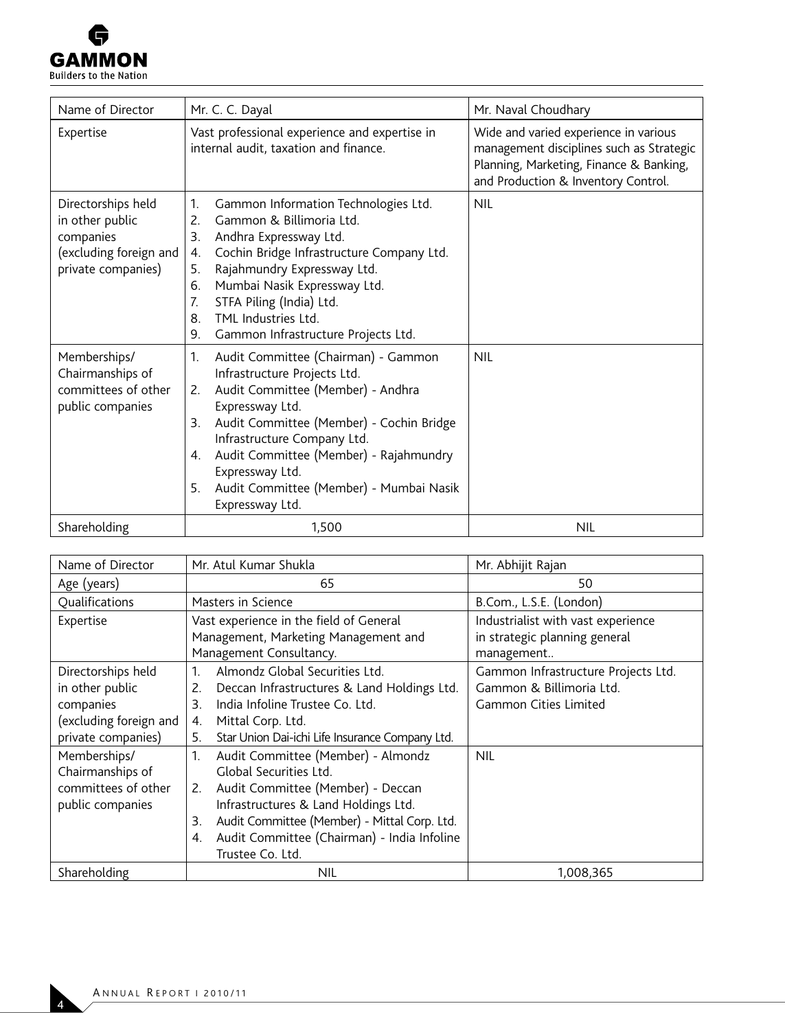| Name of Director | Mr. C. C. Dayal | Mr. Naval Choudhary |
|---|---|---|
| Expertise | Vast professional experience and expertise in internal audit, taxation and finance. | Wide and varied experience in various management disciplines such as Strategic Planning, Marketing, Finance & Banking, and Production & Inventory Control. |
| Directorships held in other public companies (excluding foreign and private companies) | 1. Gammon Information Technologies Ltd.<br>2. Gammon & Billimoria Ltd.<br>3. Andhra Expressway Ltd.<br>4. Cochin Bridge Infrastructure Company Ltd.<br>5. Rajahmundry Expressway Ltd.<br>6. Mumbai Nasik Expressway Ltd.<br>7. STFA Piling (India) Ltd.<br>8. TML Industries Ltd.<br>9. Gammon Infrastructure Projects Ltd. | NIL |
| Memberships/ Chairmanships of committees of other public companies | 1. Audit Committee (Chairman) - Gammon Infrastructure Projects Ltd.<br>2. Audit Committee (Member) - Andhra Expressway Ltd.<br>3. Audit Committee (Member) - Cochin Bridge Infrastructure Company Ltd.<br>4. Audit Committee (Member) - Rajahmundry Expressway Ltd.<br>5. Audit Committee (Member) - Mumbai Nasik Expressway Ltd. | NIL |
| Shareholding | 1,500 | NIL |

| Name of Director | Mr. Atul Kumar Shukla | Mr. Abhijit Rajan |
|---|---|---|
| Age (years) | 65 | 50 |
| Qualifications | Masters in Science | B.Com., L.S.E. (London) |
| Expertise | Vast experience in the field of General Management, Marketing Management and Management Consultancy. | Industrialist with vast experience in strategic planning general management.. |
| Directorships held in other public companies (excluding foreign and private companies) | 1. Almondz Global Securities Ltd.<br>2. Deccan Infrastructures & Land Holdings Ltd.<br>3. India Infoline Trustee Co. Ltd.<br>4. Mittal Corp. Ltd.<br>5. Star Union Dai-ichi Life Insurance Company Ltd. | Gammon Infrastructure Projects Ltd.<br>Gammon & Billimoria Ltd.<br>Gammon Cities Limited |
| Memberships/ Chairmanships of committees of other public companies | 1. Audit Committee (Member) - Almondz Global Securities Ltd.<br>2. Audit Committee (Member) - Deccan Infrastructures & Land Holdings Ltd.<br>3. Audit Committee (Member) - Mittal Corp. Ltd.<br>4. Audit Committee (Chairman) - India Infoline Trustee Co. Ltd. | NIL |
| Shareholding | NIL | 1,008,365 |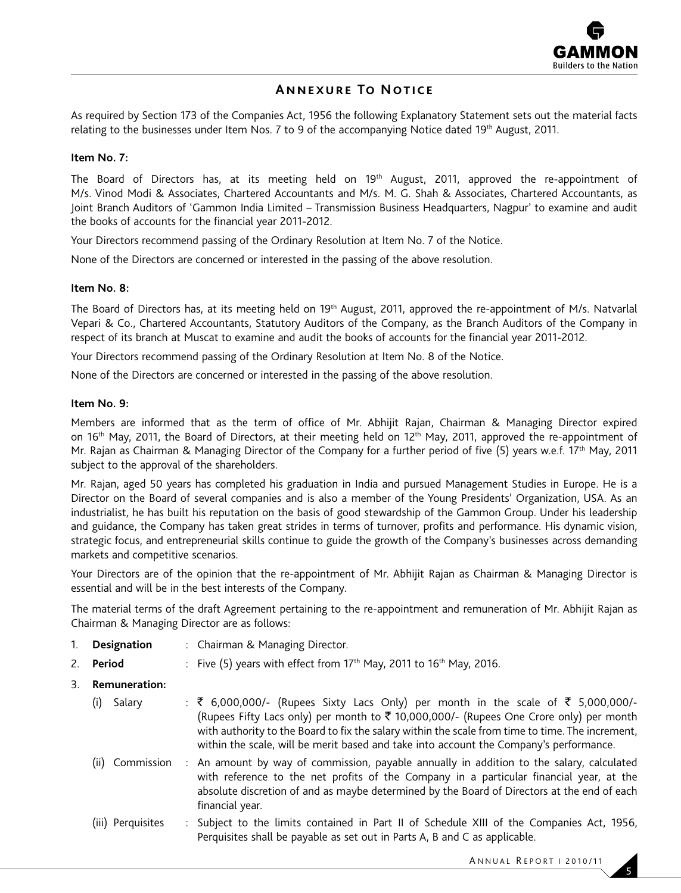## Annexure To Notice

As required by Section 173 of the Companies Act, 1956 the following Explanatory Statement sets out the material facts relating to the businesses under Item Nos. 7 to 9 of the accompanying Notice dated 19th August, 2011.

**Item No. 7:**

The Board of Directors has, at its meeting held on 19th August, 2011, approved the re-appointment of M/s. Vinod Modi & Associates, Chartered Accountants and M/s. M. G. Shah & Associates, Chartered Accountants, as Joint Branch Auditors of 'Gammon India Limited – Transmission Business Headquarters, Nagpur' to examine and audit the books of accounts for the financial year 2011-2012.

Your Directors recommend passing of the Ordinary Resolution at Item No. 7 of the Notice.

None of the Directors are concerned or interested in the passing of the above resolution.

**Item No. 8:**

The Board of Directors has, at its meeting held on 19th August, 2011, approved the re-appointment of M/s. Natvarlal Vepari & Co., Chartered Accountants, Statutory Auditors of the Company, as the Branch Auditors of the Company in respect of its branch at Muscat to examine and audit the books of accounts for the financial year 2011-2012.

Your Directors recommend passing of the Ordinary Resolution at Item No. 8 of the Notice.

None of the Directors are concerned or interested in the passing of the above resolution.

**Item No. 9:**

Members are informed that as the term of office of Mr. Abhijit Rajan, Chairman & Managing Director expired on 16th May, 2011, the Board of Directors, at their meeting held on 12th May, 2011, approved the re-appointment of Mr. Rajan as Chairman & Managing Director of the Company for a further period of five (5) years w.e.f. 17th May, 2011 subject to the approval of the shareholders.

Mr. Rajan, aged 50 years has completed his graduation in India and pursued Management Studies in Europe. He is a Director on the Board of several companies and is also a member of the Young Presidents' Organization, USA. As an industrialist, he has built his reputation on the basis of good stewardship of the Gammon Group. Under his leadership and guidance, the Company has taken great strides in terms of turnover, profits and performance. His dynamic vision, strategic focus, and entrepreneurial skills continue to guide the growth of the Company's businesses across demanding markets and competitive scenarios.

Your Directors are of the opinion that the re-appointment of Mr. Abhijit Rajan as Chairman & Managing Director is essential and will be in the best interests of the Company.

The material terms of the draft Agreement pertaining to the re-appointment and remuneration of Mr. Abhijit Rajan as Chairman & Managing Director are as follows:

1. **Designation** : Chairman & Managing Director.
2. **Period** : Five (5) years with effect from 17th May, 2011 to 16th May, 2016.
3. **Remuneration:**
   - (i) Salary : ₹ 6,000,000/- (Rupees Sixty Lacs Only) per month in the scale of ₹ 5,000,000/- (Rupees Fifty Lacs only) per month to ₹ 10,000,000/- (Rupees One Crore only) per month with authority to the Board to fix the salary within the scale from time to time. The increment, within the scale, will be merit based and take into account the Company's performance.
   - (ii) Commission : An amount by way of commission, payable annually in addition to the salary, calculated with reference to the net profits of the Company in a particular financial year, at the absolute discretion of and as maybe determined by the Board of Directors at the end of each financial year.
   - (iii) Perquisites : Subject to the limits contained in Part II of Schedule XIII of the Companies Act, 1956, Perquisites shall be payable as set out in Parts A, B and C as applicable.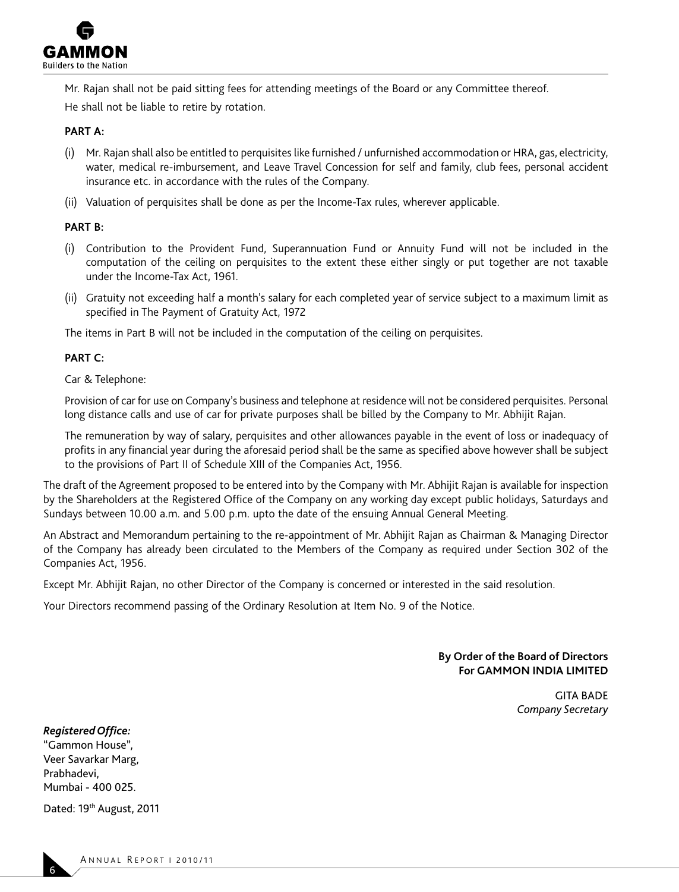Mr. Rajan shall not be paid sitting fees for attending meetings of the Board or any Committee thereof.

He shall not be liable to retire by rotation.

**PART A:**

(i) Mr. Rajan shall also be entitled to perquisites like furnished / unfurnished accommodation or HRA, gas, electricity, water, medical re-imbursement, and Leave Travel Concession for self and family, club fees, personal accident insurance etc. in accordance with the rules of the Company.

(ii) Valuation of perquisites shall be done as per the Income-Tax rules, wherever applicable.

**PART B:**

(i) Contribution to the Provident Fund, Superannuation Fund or Annuity Fund will not be included in the computation of the ceiling on perquisites to the extent these either singly or put together are not taxable under the Income-Tax Act, 1961.

(ii) Gratuity not exceeding half a month's salary for each completed year of service subject to a maximum limit as specified in The Payment of Gratuity Act, 1972

The items in Part B will not be included in the computation of the ceiling on perquisites.

**PART C:**

Car & Telephone:

Provision of car for use on Company's business and telephone at residence will not be considered perquisites. Personal long distance calls and use of car for private purposes shall be billed by the Company to Mr. Abhijit Rajan.

The remuneration by way of salary, perquisites and other allowances payable in the event of loss or inadequacy of profits in any financial year during the aforesaid period shall be the same as specified above however shall be subject to the provisions of Part II of Schedule XIII of the Companies Act, 1956.

The draft of the Agreement proposed to be entered into by the Company with Mr. Abhijit Rajan is available for inspection by the Shareholders at the Registered Office of the Company on any working day except public holidays, Saturdays and Sundays between 10.00 a.m. and 5.00 p.m. upto the date of the ensuing Annual General Meeting.

An Abstract and Memorandum pertaining to the re-appointment of Mr. Abhijit Rajan as Chairman & Managing Director of the Company has already been circulated to the Members of the Company as required under Section 302 of the Companies Act, 1956.

Except Mr. Abhijit Rajan, no other Director of the Company is concerned or interested in the said resolution.

Your Directors recommend passing of the Ordinary Resolution at Item No. 9 of the Notice.

**By Order of the Board of Directors**
**For GAMMON INDIA LIMITED**

GITA BADE
*Company Secretary*

***Registered Office:***
"Gammon House",
Veer Savarkar Marg,
Prabhadevi,
Mumbai - 400 025.

Dated: 19th August, 2011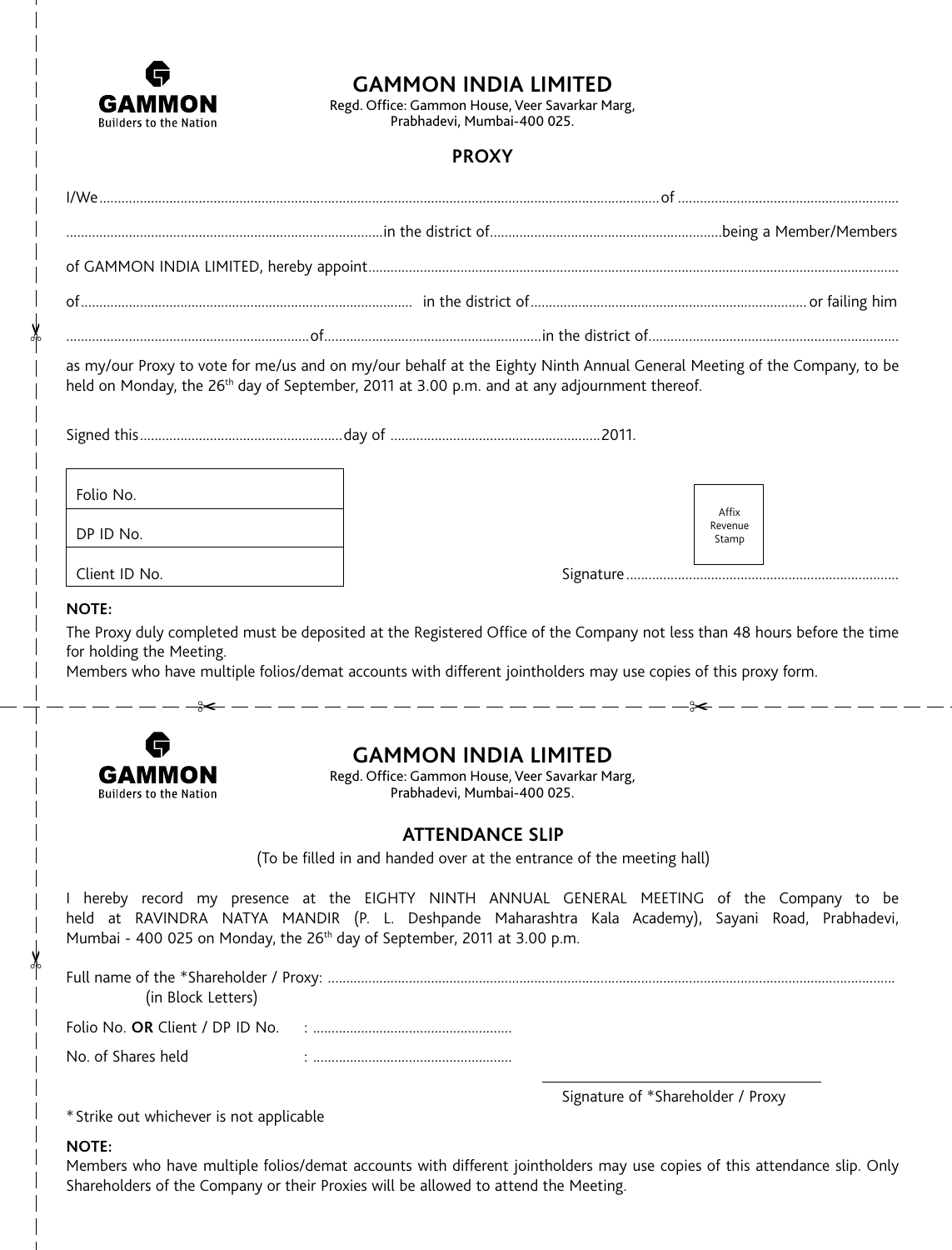GAMMON
Builders to the Nation

# GAMMON INDIA LIMITED

Regd. Office: Gammon House, Veer Savarkar Marg, Prabhadevi, Mumbai-400 025.

## PROXY

I/We.......................................................................................................................................................of ...........................................................

......................................................................................in the district of..............................................................being a Member/Members

of GAMMON INDIA LIMITED, hereby appoint.............................................................................................................................................................

of.........................................................................................  in the district of..........................................................................or failing him

..................................................................of...........................................................in the district of...................................................................

as my/our Proxy to vote for me/us and on my/our behalf at the Eighty Ninth Annual General Meeting of the Company, to be held on Monday, the 26th day of September, 2011 at 3.00 p.m. and at any adjournment thereof.

Signed this.......................................................day of .........................................................2011.

| |
|---|
| Folio No. |
| DP ID No. |
| Client ID No. |

Affix Revenue Stamp

Signature..........................................................................

**NOTE:**

The Proxy duly completed must be deposited at the Registered Office of the Company not less than 48 hours before the time for holding the Meeting.

Members who have multiple folios/demat accounts with different jointholders may use copies of this proxy form.

---

GAMMON
Builders to the Nation

# GAMMON INDIA LIMITED

Regd. Office: Gammon House, Veer Savarkar Marg, Prabhadevi, Mumbai-400 025.

## ATTENDANCE SLIP

(To be filled in and handed over at the entrance of the meeting hall)

I hereby record my presence at the EIGHTY NINTH ANNUAL GENERAL MEETING of the Company to be held at RAVINDRA NATYA MANDIR (P. L. Deshpande Maharashtra Kala Academy), Sayani Road, Prabhadevi, Mumbai - 400 025 on Monday, the 26th day of September, 2011 at 3.00 p.m.

Full name of the *Shareholder / Proxy: .......................................................................................................................................................
(in Block Letters)

Folio No. **OR** Client / DP ID No. : ......................................................

No. of Shares held : ......................................................

Signature of *Shareholder / Proxy

*Strike out whichever is not applicable

**NOTE:**

Members who have multiple folios/demat accounts with different jointholders may use copies of this attendance slip. Only Shareholders of the Company or their Proxies will be allowed to attend the Meeting.